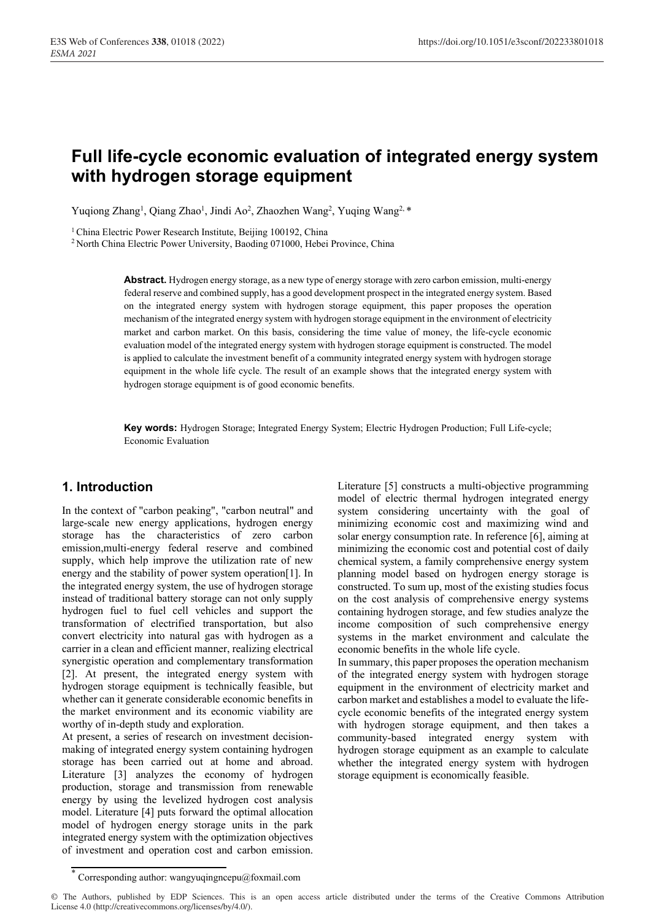# Full life-cycle economic evaluation of integrated energy system with hydrogen storage equipment

Yuqiong Zhang[1], Qiang Zhao[1], Jindi Ao[2], Zhaozhen Wang[2], Yuqing Wang[2,*]

[1] China Electric Power Research Institute, Beijing 100192, China

[2] North China Electric Power University, Baoding 071000, Hebei Province, China

**Abstract.** Hydrogen energy storage, as a new type of energy storage with zero carbon emission, multi-energy federal reserve and combined supply, has a good development prospect in the integrated energy system. Based on the integrated energy system with hydrogen storage equipment, this paper proposes the operation mechanism of the integrated energy system with hydrogen storage equipment in the environment of electricity market and carbon market. On this basis, considering the time value of money, the life-cycle economic evaluation model of the integrated energy system with hydrogen storage equipment is constructed. The model is applied to calculate the investment benefit of a community integrated energy system with hydrogen storage equipment in the whole life cycle. The result of an example shows that the integrated energy system with hydrogen storage equipment is of good economic benefits.

**Key words:** Hydrogen Storage; Integrated Energy System; Electric Hydrogen Production; Full Life-cycle; Economic Evaluation

## 1. Introduction

In the context of "carbon peaking", "carbon neutral" and large-scale new energy applications, hydrogen energy storage has the characteristics of zero carbon emission,multi-energy federal reserve and combined supply, which help improve the utilization rate of new energy and the stability of power system operation[1]. In the integrated energy system, the use of hydrogen storage instead of traditional battery storage can not only supply hydrogen fuel to fuel cell vehicles and support the transformation of electrified transportation, but also convert electricity into natural gas with hydrogen as a carrier in a clean and efficient manner, realizing electrical synergistic operation and complementary transformation [2]. At present, the integrated energy system with hydrogen storage equipment is technically feasible, but whether can it generate considerable economic benefits in the market environment and its economic viability are worthy of in-depth study and exploration.

At present, a series of research on investment decision-making of integrated energy system containing hydrogen storage has been carried out at home and abroad. Literature [3] analyzes the economy of hydrogen production, storage and transmission from renewable energy by using the levelized hydrogen cost analysis model. Literature [4] puts forward the optimal allocation model of hydrogen energy storage units in the park integrated energy system with the optimization objectives of investment and operation cost and carbon emission. Literature [5] constructs a multi-objective programming model of electric thermal hydrogen integrated energy system considering uncertainty with the goal of minimizing economic cost and maximizing wind and solar energy consumption rate. In reference [6], aiming at minimizing the economic cost and potential cost of daily chemical system, a family comprehensive energy system planning model based on hydrogen energy storage is constructed. To sum up, most of the existing studies focus on the cost analysis of comprehensive energy systems containing hydrogen storage, and few studies analyze the income composition of such comprehensive energy systems in the market environment and calculate the economic benefits in the whole life cycle.

In summary, this paper proposes the operation mechanism of the integrated energy system with hydrogen storage equipment in the environment of electricity market and carbon market and establishes a model to evaluate the life-cycle economic benefits of the integrated energy system with hydrogen storage equipment, and then takes a community-based integrated energy system with hydrogen storage equipment as an example to calculate whether the integrated energy system with hydrogen storage equipment is economically feasible.

* Corresponding author: wangyuqingncepu@foxmail.com

© The Authors, published by EDP Sciences. This is an open access article distributed under the terms of the Creative Commons Attribution License 4.0 (http://creativecommons.org/licenses/by/4.0/).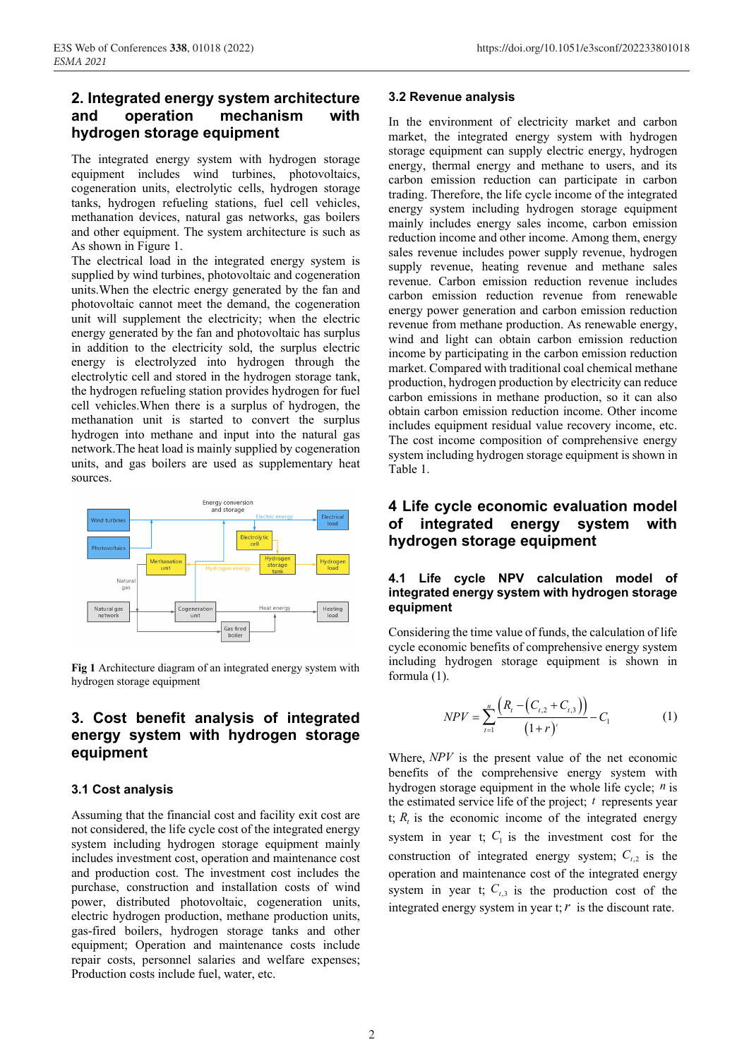## 2. Integrated energy system architecture and operation mechanism with hydrogen storage equipment

The integrated energy system with hydrogen storage equipment includes wind turbines, photovoltaics, cogeneration units, electrolytic cells, hydrogen storage tanks, hydrogen refueling stations, fuel cell vehicles, methanation devices, natural gas networks, gas boilers and other equipment. The system architecture is such as As shown in Figure 1.

The electrical load in the integrated energy system is supplied by wind turbines, photovoltaic and cogeneration units.When the electric energy generated by the fan and photovoltaic cannot meet the demand, the cogeneration unit will supplement the electricity; when the electric energy generated by the fan and photovoltaic has surplus in addition to the electricity sold, the surplus electric energy is electrolyzed into hydrogen through the electrolytic cell and stored in the hydrogen storage tank, the hydrogen refueling station provides hydrogen for fuel cell vehicles.When there is a surplus of hydrogen, the methanation unit is started to convert the surplus hydrogen into methane and input into the natural gas network.The heat load is mainly supplied by cogeneration units, and gas boilers are used as supplementary heat sources.

**Fig 1** Architecture diagram of an integrated energy system with hydrogen storage equipment

## 3. Cost benefit analysis of integrated energy system with hydrogen storage equipment

### 3.1 Cost analysis

Assuming that the financial cost and facility exit cost are not considered, the life cycle cost of the integrated energy system including hydrogen storage equipment mainly includes investment cost, operation and maintenance cost and production cost. The investment cost includes the purchase, construction and installation costs of wind power, distributed photovoltaic, cogeneration units, electric hydrogen production, methane production units, gas-fired boilers, hydrogen storage tanks and other equipment; Operation and maintenance costs include repair costs, personnel salaries and welfare expenses; Production costs include fuel, water, etc.

### 3.2 Revenue analysis

In the environment of electricity market and carbon market, the integrated energy system with hydrogen storage equipment can supply electric energy, hydrogen energy, thermal energy and methane to users, and its carbon emission reduction can participate in carbon trading. Therefore, the life cycle income of the integrated energy system including hydrogen storage equipment mainly includes energy sales income, carbon emission reduction income and other income. Among them, energy sales revenue includes power supply revenue, hydrogen supply revenue, heating revenue and methane sales revenue. Carbon emission reduction revenue includes carbon emission reduction revenue from renewable energy power generation and carbon emission reduction revenue from methane production. As renewable energy, wind and light can obtain carbon emission reduction income by participating in the carbon emission reduction market. Compared with traditional coal chemical methane production, hydrogen production by electricity can reduce carbon emissions in methane production, so it can also obtain carbon emission reduction income. Other income includes equipment residual value recovery income, etc. The cost income composition of comprehensive energy system including hydrogen storage equipment is shown in Table 1.

## 4 Life cycle economic evaluation model of integrated energy system with hydrogen storage equipment

### 4.1 Life cycle NPV calculation model of integrated energy system with hydrogen storage equipment

Considering the time value of funds, the calculation of life cycle economic benefits of comprehensive energy system including hydrogen storage equipment is shown in formula (1).

$$NPV = \sum_{t=1}^{n} \frac{\left(R_t - \left(C_{t,2} + C_{t,3}\right)\right)}{\left(1+r\right)^t} - C_1 \tag{1}$$

Where, $NPV$ is the present value of the net economic benefits of the comprehensive energy system with hydrogen storage equipment in the whole life cycle; $n$ is the estimated service life of the project; $t$ represents year t; $R_t$ is the economic income of the integrated energy system in year t; $C_1$ is the investment cost for the construction of integrated energy system; $C_{t,2}$ is the operation and maintenance cost of the integrated energy system in year t; $C_{t,3}$ is the production cost of the integrated energy system in year t; $r$ is the discount rate.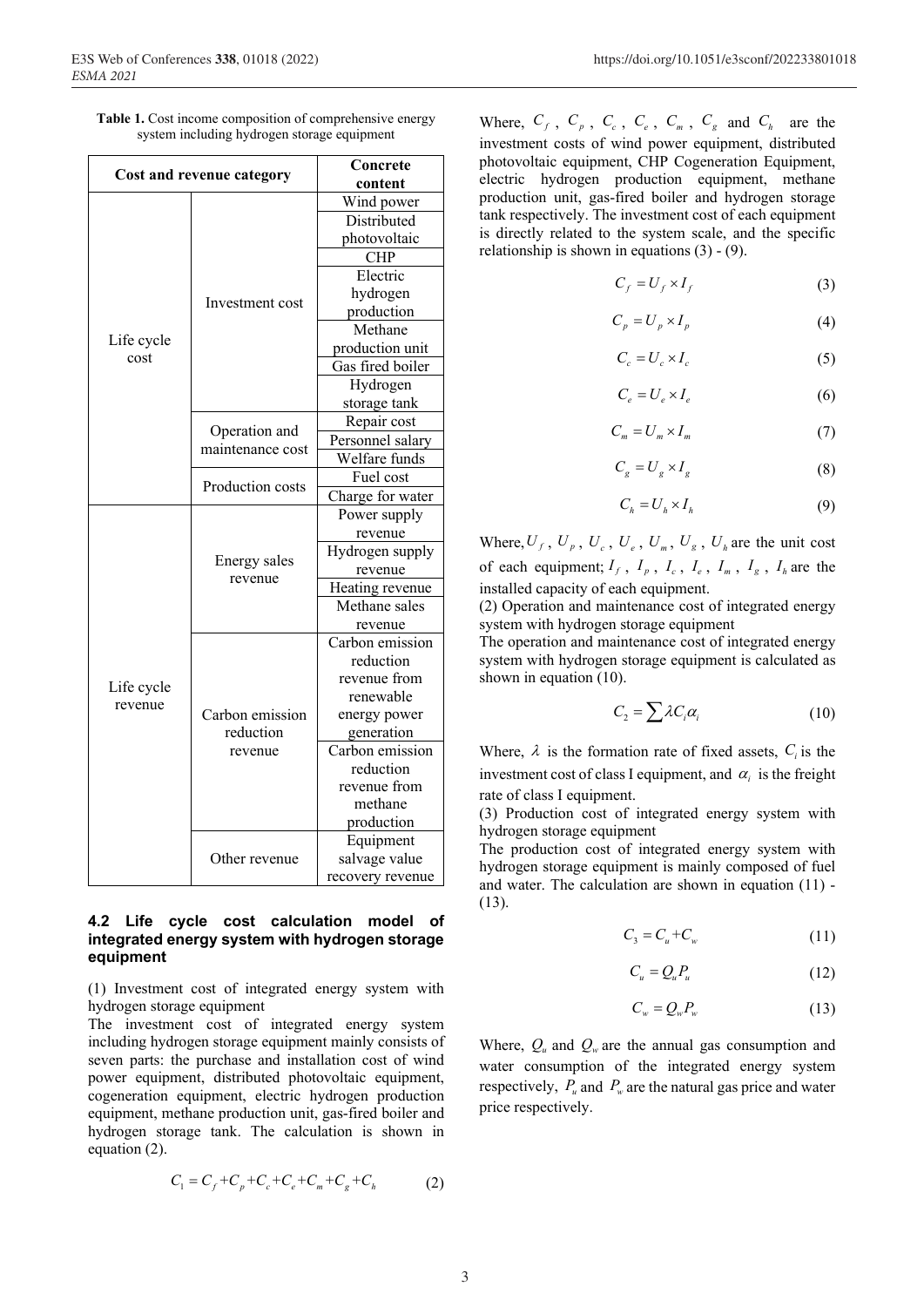**Table 1.** Cost income composition of comprehensive energy system including hydrogen storage equipment

| Cost and revenue category | | Concrete content |
|---|---|---|
| Life cycle cost | Investment cost | Wind power |
| | | Distributed photovoltaic |
| | | CHP |
| | | Electric hydrogen production |
| | | Methane production unit |
| | | Gas fired boiler |
| | | Hydrogen storage tank |
| | Operation and maintenance cost | Repair cost |
| | | Personnel salary |
| | | Welfare funds |
| | Production costs | Fuel cost |
| | | Charge for water |
| Life cycle revenue | Energy sales revenue | Power supply revenue |
| | | Hydrogen supply revenue |
| | | Heating revenue |
| | | Methane sales revenue |
| | Carbon emission reduction revenue | Carbon emission reduction revenue from renewable energy power generation |
| | | Carbon emission reduction revenue from methane production |
| | Other revenue | Equipment salvage value recovery revenue |

### 4.2 Life cycle cost calculation model of integrated energy system with hydrogen storage equipment

(1) Investment cost of integrated energy system with hydrogen storage equipment

The investment cost of integrated energy system including hydrogen storage equipment mainly consists of seven parts: the purchase and installation cost of wind power equipment, distributed photovoltaic equipment, cogeneration equipment, electric hydrogen production equipment, methane production unit, gas-fired boiler and hydrogen storage tank. The calculation is shown in equation (2).

$$C_1 = C_f + C_p + C_c + C_e + C_m + C_g + C_h \tag{2}$$

Where, $C_f$, $C_p$, $C_c$, $C_e$, $C_m$, $C_g$ and $C_h$ are the investment costs of wind power equipment, distributed photovoltaic equipment, CHP Cogeneration Equipment, electric hydrogen production equipment, methane production unit, gas-fired boiler and hydrogen storage tank respectively. The investment cost of each equipment is directly related to the system scale, and the specific relationship is shown in equations (3) - (9).

$$C_f = U_f \times I_f \tag{3}$$

$$C_p = U_p \times I_p \tag{4}$$

$$C_c = U_c \times I_c \tag{5}$$

$$C_e = U_e \times I_e \tag{6}$$

$$C_m = U_m \times I_m \tag{7}$$

$$C_g = U_g \times I_g \tag{8}$$

$$C_h = U_h \times I_h \tag{9}$$

Where, $U_f$, $U_p$, $U_c$, $U_e$, $U_m$, $U_g$, $U_h$ are the unit cost of each equipment; $I_f$, $I_p$, $I_c$, $I_e$, $I_m$, $I_g$, $I_h$ are the installed capacity of each equipment.

(2) Operation and maintenance cost of integrated energy system with hydrogen storage equipment

The operation and maintenance cost of integrated energy system with hydrogen storage equipment is calculated as shown in equation (10).

$$C_2 = \sum \lambda C_i \alpha_i \tag{10}$$

Where, $\lambda$ is the formation rate of fixed assets, $C_i$ is the investment cost of class I equipment, and $\alpha_i$ is the freight rate of class I equipment.

(3) Production cost of integrated energy system with hydrogen storage equipment

The production cost of integrated energy system with hydrogen storage equipment is mainly composed of fuel and water. The calculation are shown in equation (11) - (13).

$$C_3 = C_u + C_w \tag{11}$$

$$C_u = Q_u P_u \tag{12}$$

$$C_w = Q_w P_w \tag{13}$$

Where, $Q_u$ and $Q_w$ are the annual gas consumption and water consumption of the integrated energy system respectively, $P_u$ and $P_w$ are the natural gas price and water price respectively.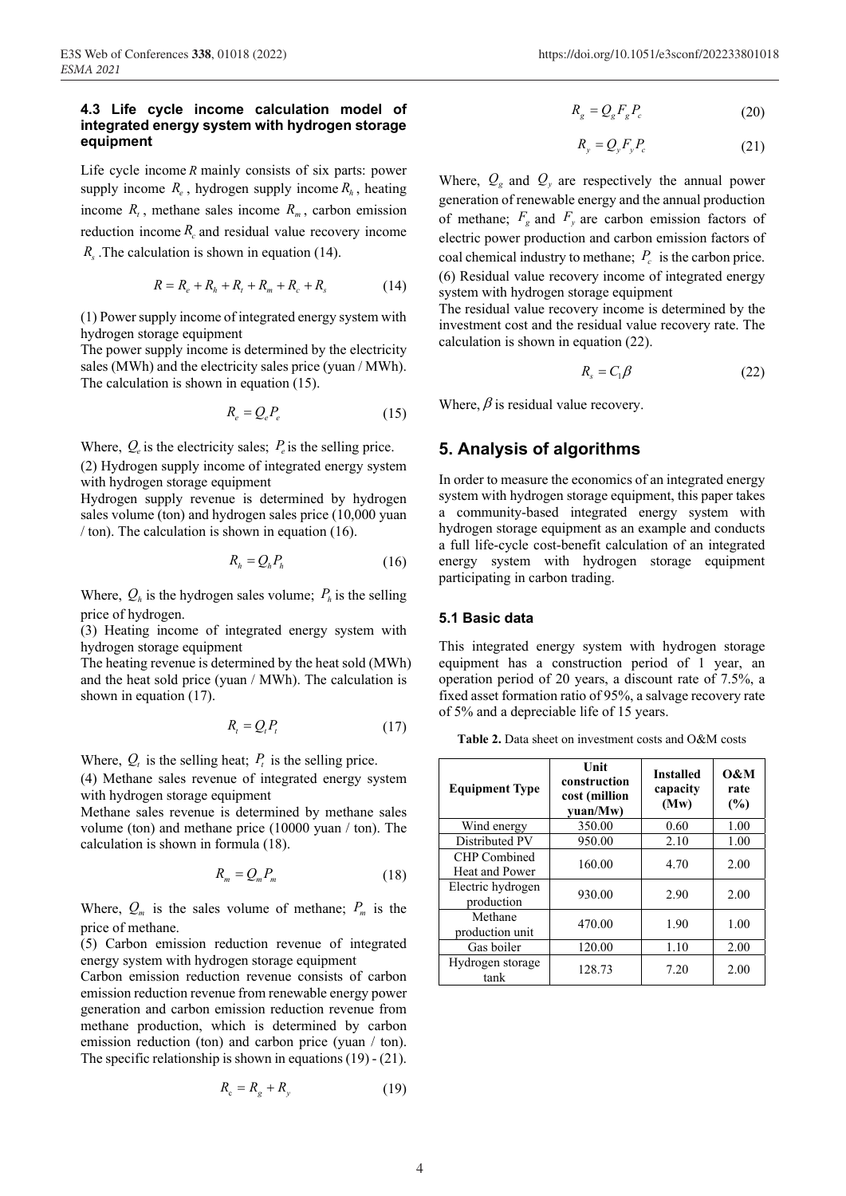### 4.3 Life cycle income calculation model of integrated energy system with hydrogen storage equipment

Life cycle income $R$ mainly consists of six parts: power supply income $R_e$, hydrogen supply income $R_h$, heating income $R_t$, methane sales income $R_m$, carbon emission reduction income $R_c$ and residual value recovery income $R_s$. The calculation is shown in equation (14).

$$R = R_e + R_h + R_t + R_m + R_c + R_s \tag{14}$$

(1) Power supply income of integrated energy system with hydrogen storage equipment

The power supply income is determined by the electricity sales (MWh) and the electricity sales price (yuan / MWh). The calculation is shown in equation (15).

$$R_e = Q_e P_e \tag{15}$$

Where, $Q_e$ is the electricity sales; $P_e$ is the selling price.

(2) Hydrogen supply income of integrated energy system with hydrogen storage equipment

Hydrogen supply revenue is determined by hydrogen sales volume (ton) and hydrogen sales price (10,000 yuan / ton). The calculation is shown in equation (16).

$$R_h = Q_h P_h \tag{16}$$

Where, $Q_h$ is the hydrogen sales volume; $P_h$ is the selling price of hydrogen.

(3) Heating income of integrated energy system with hydrogen storage equipment

The heating revenue is determined by the heat sold (MWh) and the heat sold price (yuan / MWh). The calculation is shown in equation (17).

$$R_t = Q_t P_t \tag{17}$$

Where, $Q_t$ is the selling heat; $P_t$ is the selling price.

(4) Methane sales revenue of integrated energy system with hydrogen storage equipment

Methane sales revenue is determined by methane sales volume (ton) and methane price (10000 yuan / ton). The calculation is shown in formula (18).

$$R_m = Q_m P_m \tag{18}$$

Where, $Q_m$ is the sales volume of methane; $P_m$ is the price of methane.

(5) Carbon emission reduction revenue of integrated energy system with hydrogen storage equipment

Carbon emission reduction revenue consists of carbon emission reduction revenue from renewable energy power generation and carbon emission reduction revenue from methane production, which is determined by carbon emission reduction (ton) and carbon price (yuan / ton). The specific relationship is shown in equations (19) - (21).

$$R_c = R_g + R_y \tag{19}$$

$$R_g = Q_g F_g P_c \tag{20}$$

$$R_y = Q_y F_y P_c \tag{21}$$

Where, $Q_g$ and $Q_y$ are respectively the annual power generation of renewable energy and the annual production of methane; $F_g$ and $F_y$ are carbon emission factors of electric power production and carbon emission factors of coal chemical industry to methane; $P_c$ is the carbon price.

(6) Residual value recovery income of integrated energy system with hydrogen storage equipment

The residual value recovery income is determined by the investment cost and the residual value recovery rate. The calculation is shown in equation (22).

$$R_s = C_1 \beta \tag{22}$$

Where, $\beta$ is residual value recovery.

## 5. Analysis of algorithms

In order to measure the economics of an integrated energy system with hydrogen storage equipment, this paper takes a community-based integrated energy system with hydrogen storage equipment as an example and conducts a full life-cycle cost-benefit calculation of an integrated energy system with hydrogen storage equipment participating in carbon trading.

### 5.1 Basic data

This integrated energy system with hydrogen storage equipment has a construction period of 1 year, an operation period of 20 years, a discount rate of 7.5%, a fixed asset formation ratio of 95%, a salvage recovery rate of 5% and a depreciable life of 15 years.

**Table 2.** Data sheet on investment costs and O&M costs

| Equipment Type | Unit construction cost (million yuan/Mw) | Installed capacity (Mw) | O&M rate (%) |
|---|---|---|---|
| Wind energy | 350.00 | 0.60 | 1.00 |
| Distributed PV | 950.00 | 2.10 | 1.00 |
| CHP Combined Heat and Power | 160.00 | 4.70 | 2.00 |
| Electric hydrogen production | 930.00 | 2.90 | 2.00 |
| Methane production unit | 470.00 | 1.90 | 1.00 |
| Gas boiler | 120.00 | 1.10 | 2.00 |
| Hydrogen storage tank | 128.73 | 7.20 | 2.00 |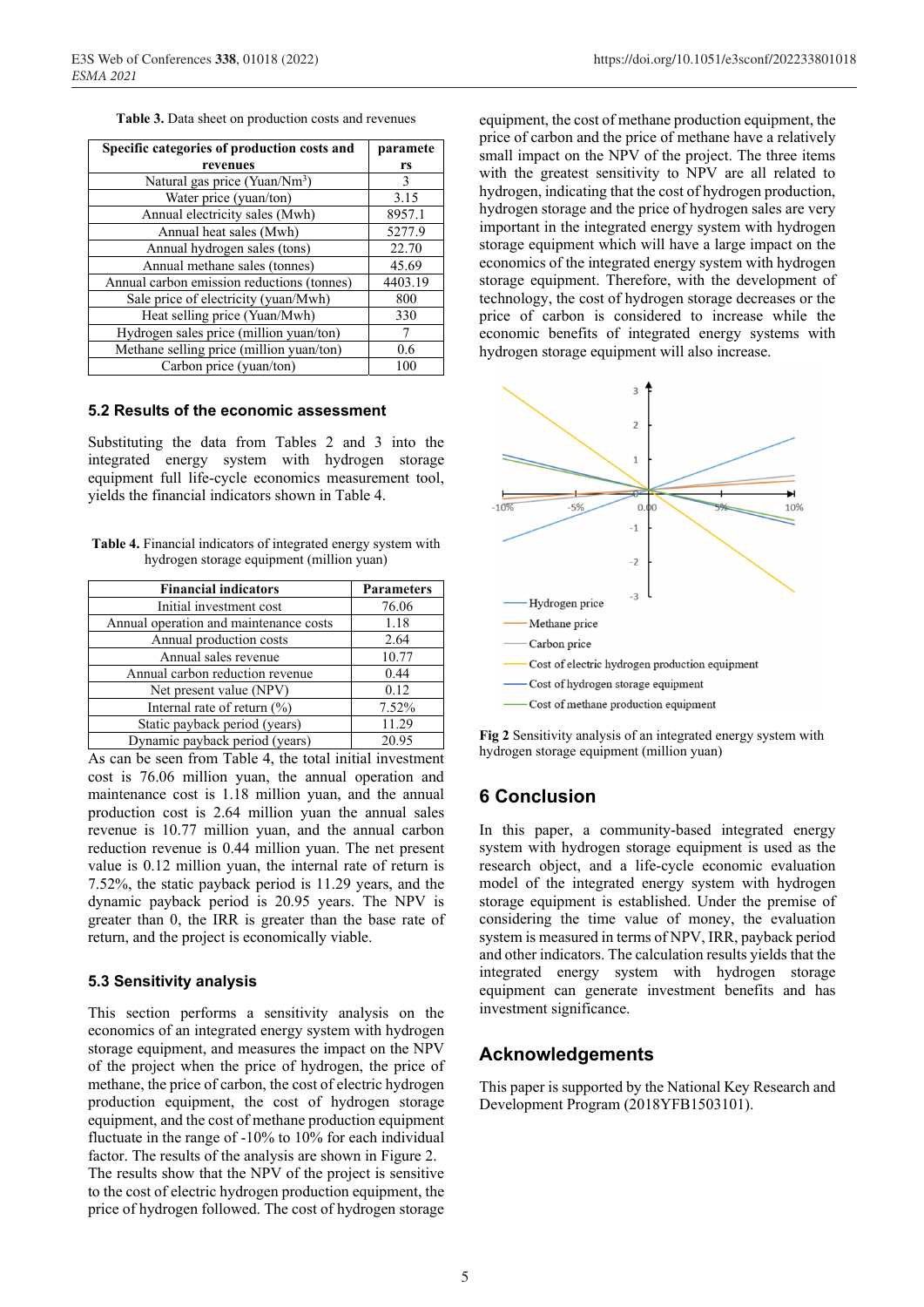**Table 3.** Data sheet on production costs and revenues

| Specific categories of production costs and revenues | parameters |
|---|---|
| Natural gas price (Yuan/Nm$^3$) | 3 |
| Water price (yuan/ton) | 3.15 |
| Annual electricity sales (Mwh) | 8957.1 |
| Annual heat sales (Mwh) | 5277.9 |
| Annual hydrogen sales (tons) | 22.70 |
| Annual methane sales (tonnes) | 45.69 |
| Annual carbon emission reductions (tonnes) | 4403.19 |
| Sale price of electricity (yuan/Mwh) | 800 |
| Heat selling price (Yuan/Mwh) | 330 |
| Hydrogen sales price (million yuan/ton) | 7 |
| Methane selling price (million yuan/ton) | 0.6 |
| Carbon price (yuan/ton) | 100 |

### 5.2 Results of the economic assessment

Substituting the data from Tables 2 and 3 into the integrated energy system with hydrogen storage equipment full life-cycle economics measurement tool, yields the financial indicators shown in Table 4.

**Table 4.** Financial indicators of integrated energy system with hydrogen storage equipment (million yuan)

| Financial indicators | Parameters |
|---|---|
| Initial investment cost | 76.06 |
| Annual operation and maintenance costs | 1.18 |
| Annual production costs | 2.64 |
| Annual sales revenue | 10.77 |
| Annual carbon reduction revenue | 0.44 |
| Net present value (NPV) | 0.12 |
| Internal rate of return (%) | 7.52% |
| Static payback period (years) | 11.29 |
| Dynamic payback period (years) | 20.95 |

As can be seen from Table 4, the total initial investment cost is 76.06 million yuan, the annual operation and maintenance cost is 1.18 million yuan, and the annual production cost is 2.64 million yuan the annual sales revenue is 10.77 million yuan, and the annual carbon reduction revenue is 0.44 million yuan. The net present value is 0.12 million yuan, the internal rate of return is 7.52%, the static payback period is 11.29 years, and the dynamic payback period is 20.95 years. The NPV is greater than 0, the IRR is greater than the base rate of return, and the project is economically viable.

### 5.3 Sensitivity analysis

This section performs a sensitivity analysis on the economics of an integrated energy system with hydrogen storage equipment, and measures the impact on the NPV of the project when the price of hydrogen, the price of methane, the price of carbon, the cost of electric hydrogen production equipment, the cost of hydrogen storage equipment, and the cost of methane production equipment fluctuate in the range of -10% to 10% for each individual factor. The results of the analysis are shown in Figure 2. The results show that the NPV of the project is sensitive to the cost of electric hydrogen production equipment, the price of hydrogen followed. The cost of hydrogen storage equipment, the cost of methane production equipment, the price of carbon and the price of methane have a relatively small impact on the NPV of the project. The three items with the greatest sensitivity to NPV are all related to hydrogen, indicating that the cost of hydrogen production, hydrogen storage and the price of hydrogen sales are very important in the integrated energy system with hydrogen storage equipment which will have a large impact on the economics of the integrated energy system with hydrogen storage equipment. Therefore, with the development of technology, the cost of hydrogen storage decreases or the price of carbon is considered to increase while the economic benefits of integrated energy systems with hydrogen storage equipment will also increase.

**Fig 2** Sensitivity analysis of an integrated energy system with hydrogen storage equipment (million yuan)

## 6 Conclusion

In this paper, a community-based integrated energy system with hydrogen storage equipment is used as the research object, and a life-cycle economic evaluation model of the integrated energy system with hydrogen storage equipment is established. Under the premise of considering the time value of money, the evaluation system is measured in terms of NPV, IRR, payback period and other indicators. The calculation results yields that the integrated energy system with hydrogen storage equipment can generate investment benefits and has investment significance.

## Acknowledgements

This paper is supported by the National Key Research and Development Program (2018YFB1503101).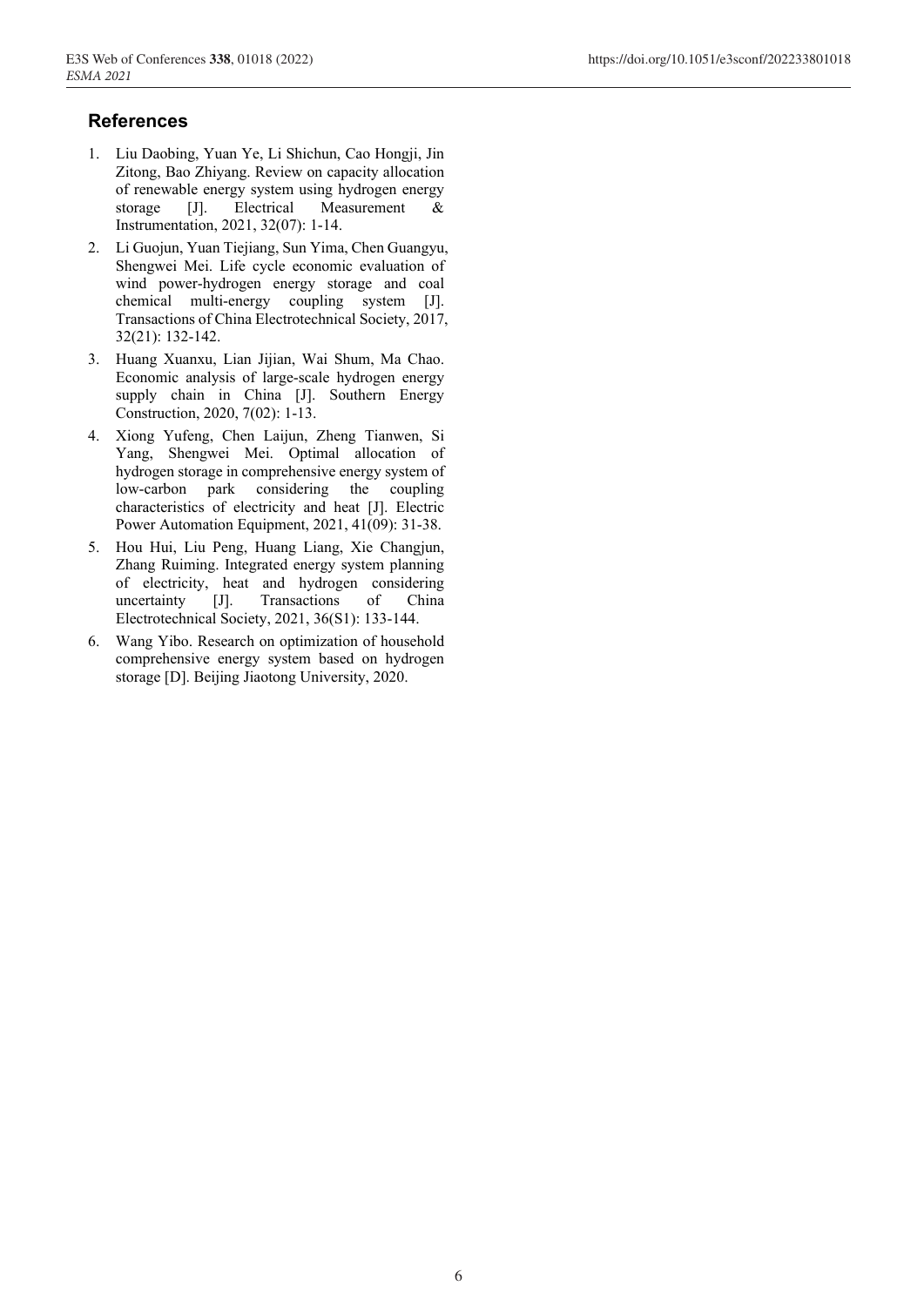## References

1. Liu Daobing, Yuan Ye, Li Shichun, Cao Hongji, Jin Zitong, Bao Zhiyang. Review on capacity allocation of renewable energy system using hydrogen energy storage [J]. Electrical Measurement & Instrumentation, 2021, 32(07): 1-14.
2. Li Guojun, Yuan Tiejiang, Sun Yima, Chen Guangyu, Shengwei Mei. Life cycle economic evaluation of wind power-hydrogen energy storage and coal chemical multi-energy coupling system [J]. Transactions of China Electrotechnical Society, 2017, 32(21): 132-142.
3. Huang Xuanxu, Lian Jijian, Wai Shum, Ma Chao. Economic analysis of large-scale hydrogen energy supply chain in China [J]. Southern Energy Construction, 2020, 7(02): 1-13.
4. Xiong Yufeng, Chen Laijun, Zheng Tianwen, Si Yang, Shengwei Mei. Optimal allocation of hydrogen storage in comprehensive energy system of low-carbon park considering the coupling characteristics of electricity and heat [J]. Electric Power Automation Equipment, 2021, 41(09): 31-38.
5. Hou Hui, Liu Peng, Huang Liang, Xie Changjun, Zhang Ruiming. Integrated energy system planning of electricity, heat and hydrogen considering uncertainty [J]. Transactions of China Electrotechnical Society, 2021, 36(S1): 133-144.
6. Wang Yibo. Research on optimization of household comprehensive energy system based on hydrogen storage [D]. Beijing Jiaotong University, 2020.